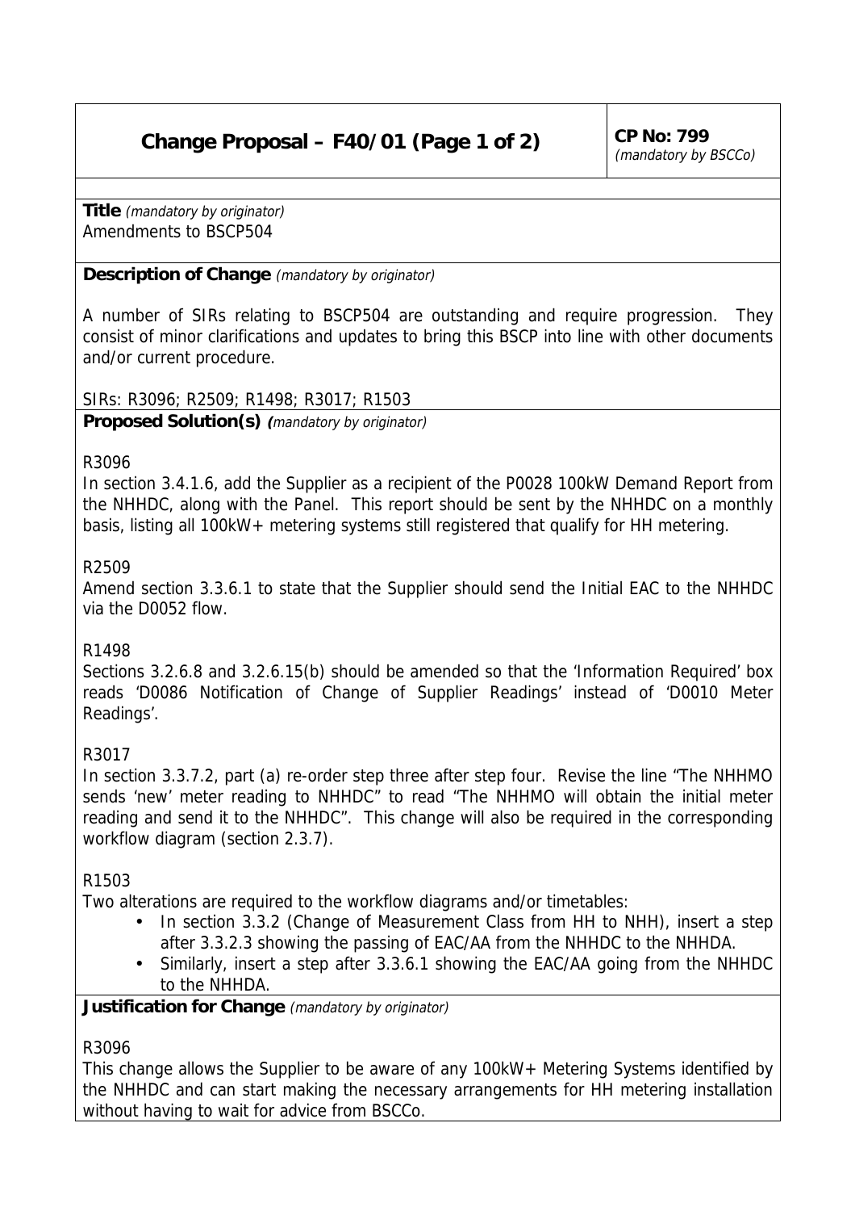# Change Proposal – F40/01 (Page 1 of 2)

**CP No: 799**
*(mandatory by BSCCo)*

**Title** *(mandatory by originator)*
Amendments to BSCP504

**Description of Change** *(mandatory by originator)*

A number of SIRs relating to BSCP504 are outstanding and require progression. They consist of minor clarifications and updates to bring this BSCP into line with other documents and/or current procedure.

SIRs: R3096; R2509; R1498; R3017; R1503

**Proposed Solution(s)** *(mandatory by originator)*

R3096
In section 3.4.1.6, add the Supplier as a recipient of the P0028 100kW Demand Report from the NHHDC, along with the Panel. This report should be sent by the NHHDC on a monthly basis, listing all 100kW+ metering systems still registered that qualify for HH metering.

R2509
Amend section 3.3.6.1 to state that the Supplier should send the Initial EAC to the NHHDC via the D0052 flow.

R1498
Sections 3.2.6.8 and 3.2.6.15(b) should be amended so that the 'Information Required' box reads 'D0086 Notification of Change of Supplier Readings' instead of 'D0010 Meter Readings'.

R3017
In section 3.3.7.2, part (a) re-order step three after step four. Revise the line "The NHHMO sends 'new' meter reading to NHHDC" to read "The NHHMO will obtain the initial meter reading and send it to the NHHDC". This change will also be required in the corresponding workflow diagram (section 2.3.7).

R1503
Two alterations are required to the workflow diagrams and/or timetables:

- In section 3.3.2 (Change of Measurement Class from HH to NHH), insert a step after 3.3.2.3 showing the passing of EAC/AA from the NHHDC to the NHHDA.
- Similarly, insert a step after 3.3.6.1 showing the EAC/AA going from the NHHDC to the NHHDA.

**Justification for Change** *(mandatory by originator)*

R3096
This change allows the Supplier to be aware of any 100kW+ Metering Systems identified by the NHHDC and can start making the necessary arrangements for HH metering installation without having to wait for advice from BSCCo.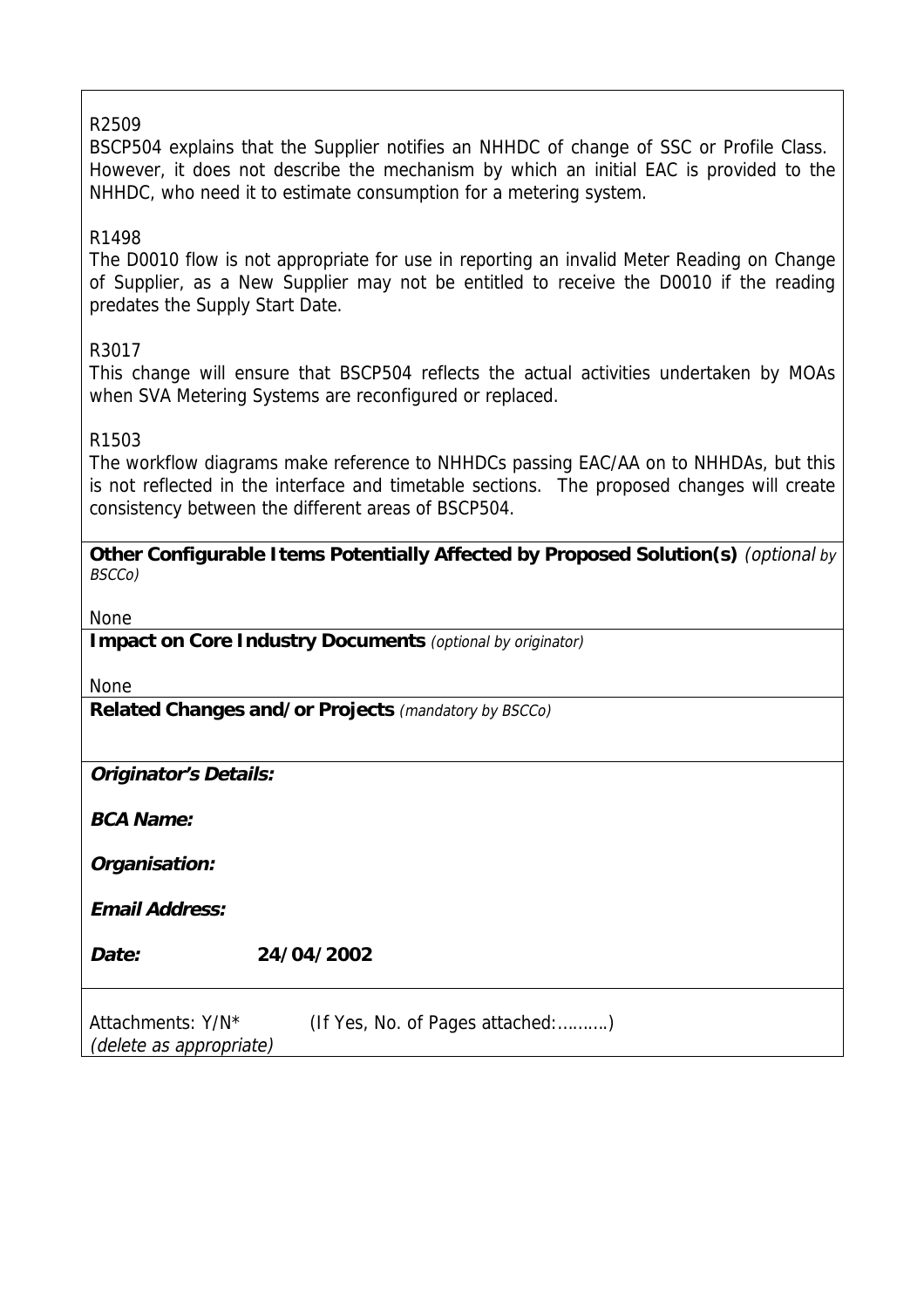R2509

BSCP504 explains that the Supplier notifies an NHHDC of change of SSC or Profile Class. However, it does not describe the mechanism by which an initial EAC is provided to the NHHDC, who need it to estimate consumption for a metering system.

R1498

The D0010 flow is not appropriate for use in reporting an invalid Meter Reading on Change of Supplier, as a New Supplier may not be entitled to receive the D0010 if the reading predates the Supply Start Date.

R3017

This change will ensure that BSCP504 reflects the actual activities undertaken by MOAs when SVA Metering Systems are reconfigured or replaced.

R1503

The workflow diagrams make reference to NHHDCs passing EAC/AA on to NHHDAs, but this is not reflected in the interface and timetable sections. The proposed changes will create consistency between the different areas of BSCP504.

**Other Configurable Items Potentially Affected by Proposed Solution(s)** *(optional by BSCCo)*

None

**Impact on Core Industry Documents** *(optional by originator)*

None

**Related Changes and/or Projects** *(mandatory by BSCCo)*

***Originator's Details:***

***BCA Name:***

***Organisation:***

***Email Address:***

***Date:*** **24/04/2002**

Attachments: Y/N* (If Yes, No. of Pages attached:……….)
*(delete as appropriate)*